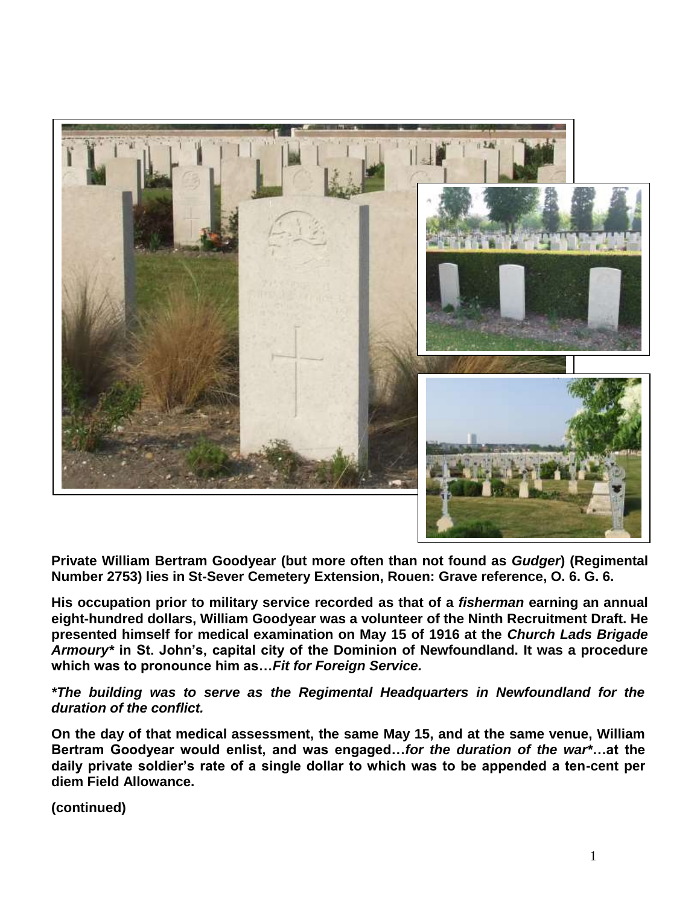**Private William Bertram Goodyear (but more often than not found as *Gudger*) (Regimental Number 2753) lies in St-Sever Cemetery Extension, Rouen: Grave reference, O. 6. G. 6.**

**His occupation prior to military service recorded as that of a *fisherman* earning an annual eight-hundred dollars, William Goodyear was a volunteer of the Ninth Recruitment Draft. He presented himself for medical examination on May 15 of 1916 at the *Church Lads Brigade Armoury** in St. John's, capital city of the Dominion of Newfoundland. It was a procedure which was to pronounce him as…*Fit for Foreign Service.***

***\*The building was to serve as the Regimental Headquarters in Newfoundland for the duration of the conflict.***

**On the day of that medical assessment, the same May 15, and at the same venue, William Bertram Goodyear would enlist, and was engaged…*for the duration of the war\**…at the daily private soldier's rate of a single dollar to which was to be appended a ten-cent per diem Field Allowance.**

**(continued)**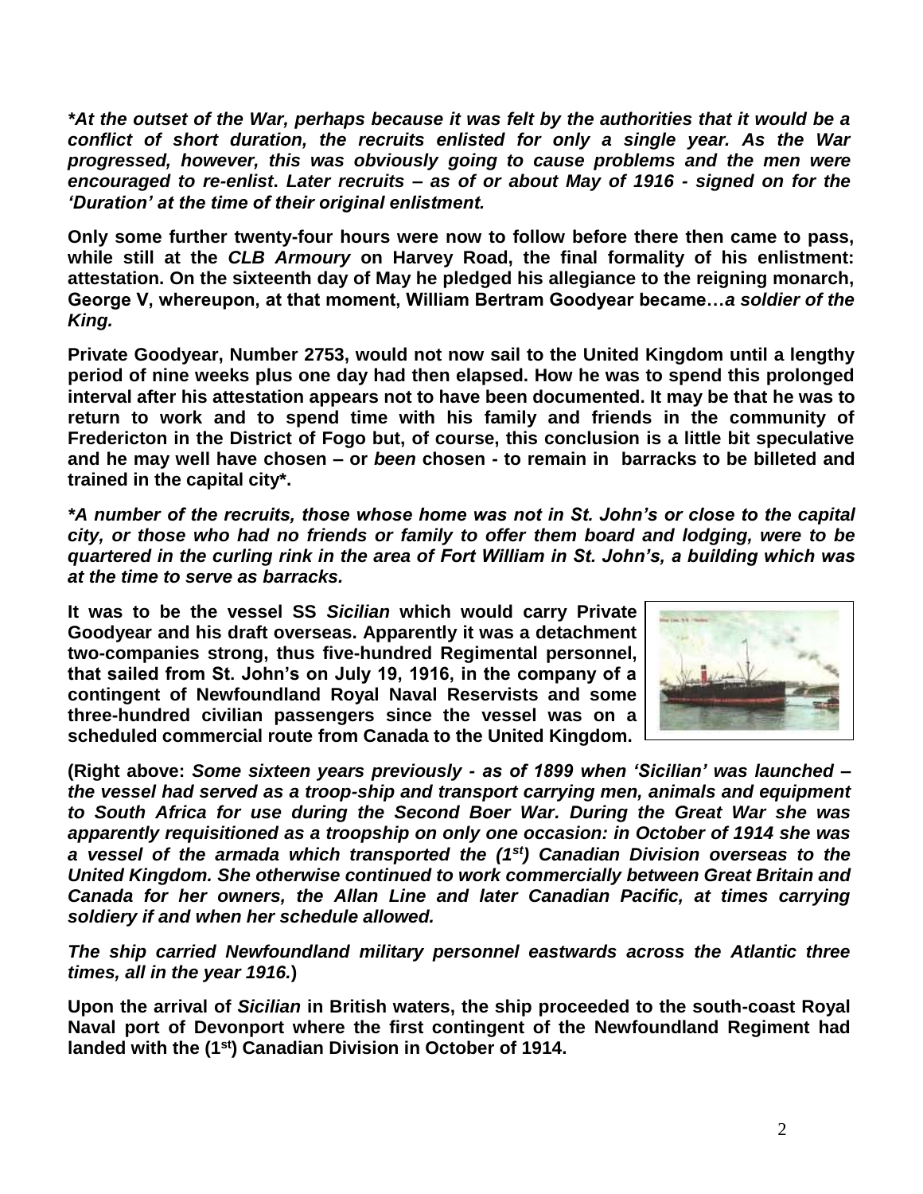***At the outset of the War, perhaps because it was felt by the authorities that it would be a conflict of short duration, the recruits enlisted for only a single year. As the War progressed, however, this was obviously going to cause problems and the men were encouraged to re-enlist. Later recruits – as of or about May of 1916 - signed on for the 'Duration' at the time of their original enlistment.***

**Only some further twenty-four hours were now to follow before there then came to pass, while still at the *CLB Armoury* on Harvey Road, the final formality of his enlistment: attestation. On the sixteenth day of May he pledged his allegiance to the reigning monarch, George V, whereupon, at that moment, William Bertram Goodyear became…*a soldier of the King.***

**Private Goodyear, Number 2753, would not now sail to the United Kingdom until a lengthy period of nine weeks plus one day had then elapsed. How he was to spend this prolonged interval after his attestation appears not to have been documented. It may be that he was to return to work and to spend time with his family and friends in the community of Fredericton in the District of Fogo but, of course, this conclusion is a little bit speculative and he may well have chosen – or *been* chosen - to remain in barracks to be billeted and trained in the capital city*.**

***A number of the recruits, those whose home was not in St. John's or close to the capital city, or those who had no friends or family to offer them board and lodging, were to be quartered in the curling rink in the area of Fort William in St. John's, a building which was at the time to serve as barracks.***

**It was to be the vessel SS *Sicilian* which would carry Private Goodyear and his draft overseas. Apparently it was a detachment two-companies strong, thus five-hundred Regimental personnel, that sailed from St. John's on July 19, 1916, in the company of a contingent of Newfoundland Royal Naval Reservists and some three-hundred civilian passengers since the vessel was on a scheduled commercial route from Canada to the United Kingdom.**

**(Right above: *Some sixteen years previously - as of 1899 when 'Sicilian' was launched – the vessel had served as a troop-ship and transport carrying men, animals and equipment to South Africa for use during the Second Boer War. During the Great War she was apparently requisitioned as a troopship on only one occasion: in October of 1914 she was a vessel of the armada which transported the (1st) Canadian Division overseas to the United Kingdom. She otherwise continued to work commercially between Great Britain and Canada for her owners, the Allan Line and later Canadian Pacific, at times carrying soldiery if and when her schedule allowed.***

***The ship carried Newfoundland military personnel eastwards across the Atlantic three times, all in the year 1916.*)**

**Upon the arrival of *Sicilian* in British waters, the ship proceeded to the south-coast Royal Naval port of Devonport where the first contingent of the Newfoundland Regiment had landed with the (1st) Canadian Division in October of 1914.**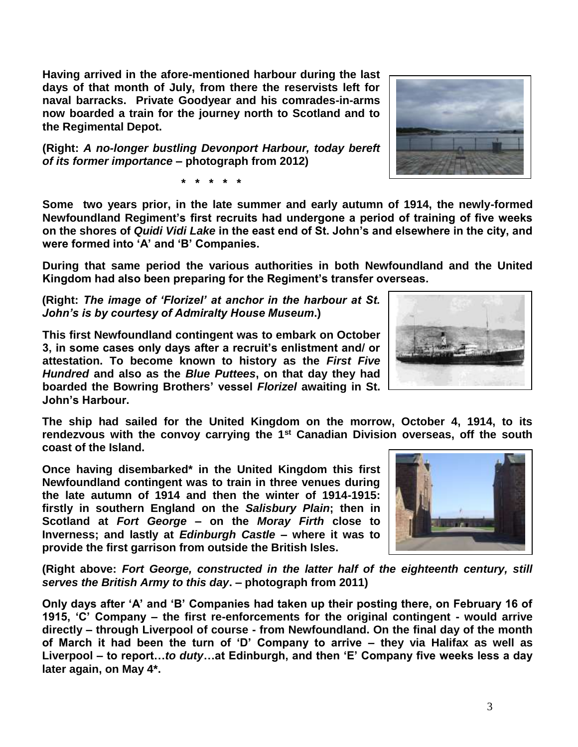**Having arrived in the afore-mentioned harbour during the last days of that month of July, from there the reservists left for naval barracks. Private Goodyear and his comrades-in-arms now boarded a train for the journey north to Scotland and to the Regimental Depot.**

**(Right: *A no-longer bustling Devonport Harbour, today bereft of its former importance* – photograph from 2012)**

**\* \* \* \* \***

**Some two years prior, in the late summer and early autumn of 1914, the newly-formed Newfoundland Regiment's first recruits had undergone a period of training of five weeks on the shores of *Quidi Vidi Lake* in the east end of St. John's and elsewhere in the city, and were formed into 'A' and 'B' Companies.**

**During that same period the various authorities in both Newfoundland and the United Kingdom had also been preparing for the Regiment's transfer overseas.**

**(Right: *The image of 'Florizel' at anchor in the harbour at St. John's is by courtesy of Admiralty House Museum*.)**

**This first Newfoundland contingent was to embark on October 3, in some cases only days after a recruit's enlistment and/ or attestation. To become known to history as the *First Five Hundred* and also as the *Blue Puttees*, on that day they had boarded the Bowring Brothers' vessel *Florizel* awaiting in St. John's Harbour.**

**The ship had sailed for the United Kingdom on the morrow, October 4, 1914, to its rendezvous with the convoy carrying the 1st Canadian Division overseas, off the south coast of the Island.**

**Once having disembarked\* in the United Kingdom this first Newfoundland contingent was to train in three venues during the late autumn of 1914 and then the winter of 1914-1915: firstly in southern England on the *Salisbury Plain*; then in Scotland at *Fort George* – on the *Moray Firth* close to Inverness; and lastly at *Edinburgh Castle* – where it was to provide the first garrison from outside the British Isles.**

**(Right above: *Fort George, constructed in the latter half of the eighteenth century, still serves the British Army to this day*. – photograph from 2011)**

**Only days after 'A' and 'B' Companies had taken up their posting there, on February 16 of 1915, 'C' Company – the first re-enforcements for the original contingent - would arrive directly – through Liverpool of course - from Newfoundland. On the final day of the month of March it had been the turn of 'D' Company to arrive – they via Halifax as well as Liverpool – to report…*to duty*…at Edinburgh, and then 'E' Company five weeks less a day later again, on May 4\*.**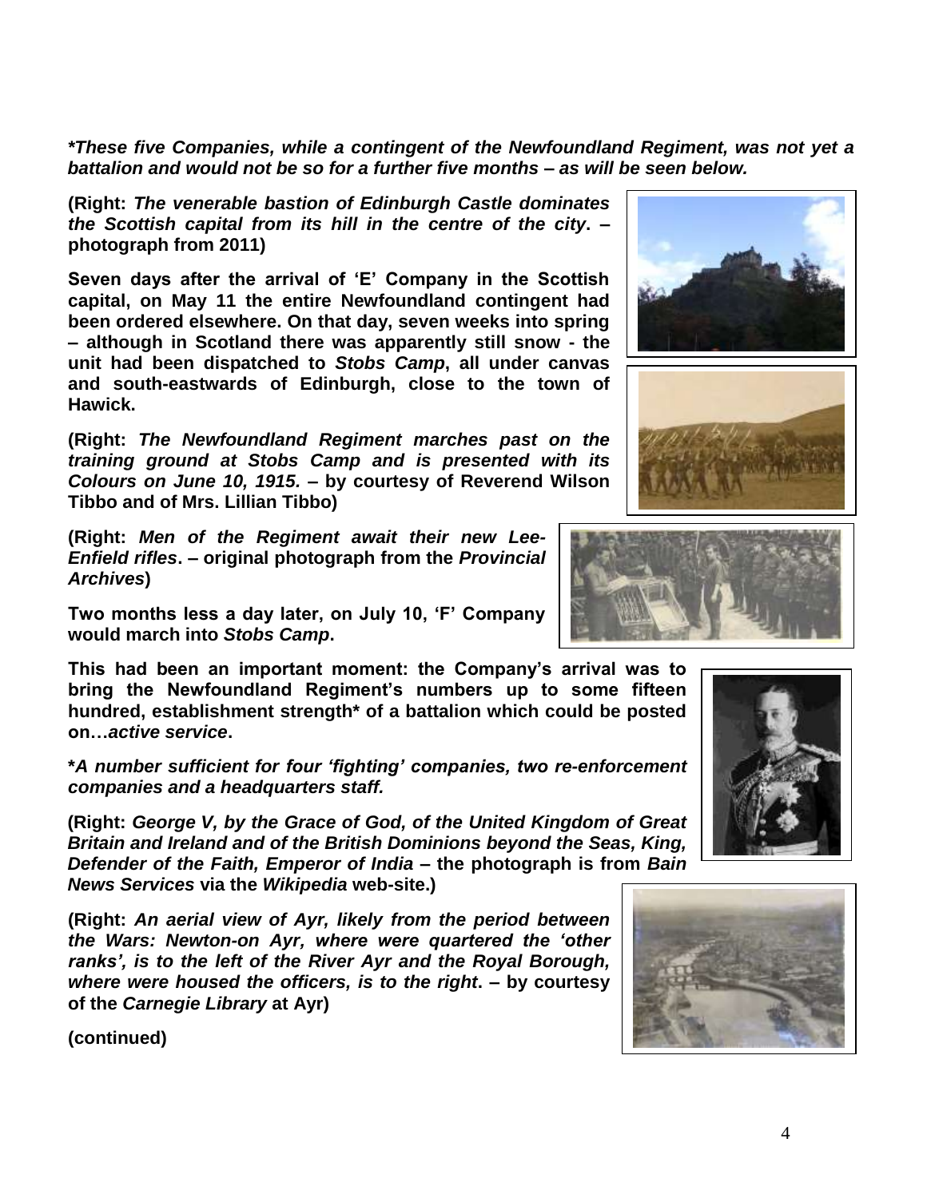***These five Companies, while a contingent of the Newfoundland Regiment, was not yet a battalion and would not be so for a further five months – as will be seen below.***

**(Right: *The venerable bastion of Edinburgh Castle dominates the Scottish capital from its hill in the centre of the city*. – photograph from 2011)**

**Seven days after the arrival of 'E' Company in the Scottish capital, on May 11 the entire Newfoundland contingent had been ordered elsewhere. On that day, seven weeks into spring – although in Scotland there was apparently still snow - the unit had been dispatched to *Stobs Camp*, all under canvas and south-eastwards of Edinburgh, close to the town of Hawick.**

**(Right: *The Newfoundland Regiment marches past on the training ground at Stobs Camp and is presented with its Colours on June 10, 1915.* – by courtesy of Reverend Wilson Tibbo and of Mrs. Lillian Tibbo)**

**(Right: *Men of the Regiment await their new Lee-Enfield rifles*. – original photograph from the *Provincial Archives*)**

**Two months less a day later, on July 10, 'F' Company would march into *Stobs Camp*.**

**This had been an important moment: the Company's arrival was to bring the Newfoundland Regiment's numbers up to some fifteen hundred, establishment strength* of a battalion which could be posted on…*active service*.**

***A number sufficient for four 'fighting' companies, two re-enforcement companies and a headquarters staff.***

**(Right: *George V, by the Grace of God, of the United Kingdom of Great Britain and Ireland and of the British Dominions beyond the Seas, King, Defender of the Faith, Emperor of India* – the photograph is from *Bain News Services* via the *Wikipedia* web-site.)**

**(Right: *An aerial view of Ayr, likely from the period between the Wars: Newton-on Ayr, where were quartered the 'other ranks', is to the left of the River Ayr and the Royal Borough, where were housed the officers, is to the right*. – by courtesy of the *Carnegie Library* at Ayr)**

**(continued)**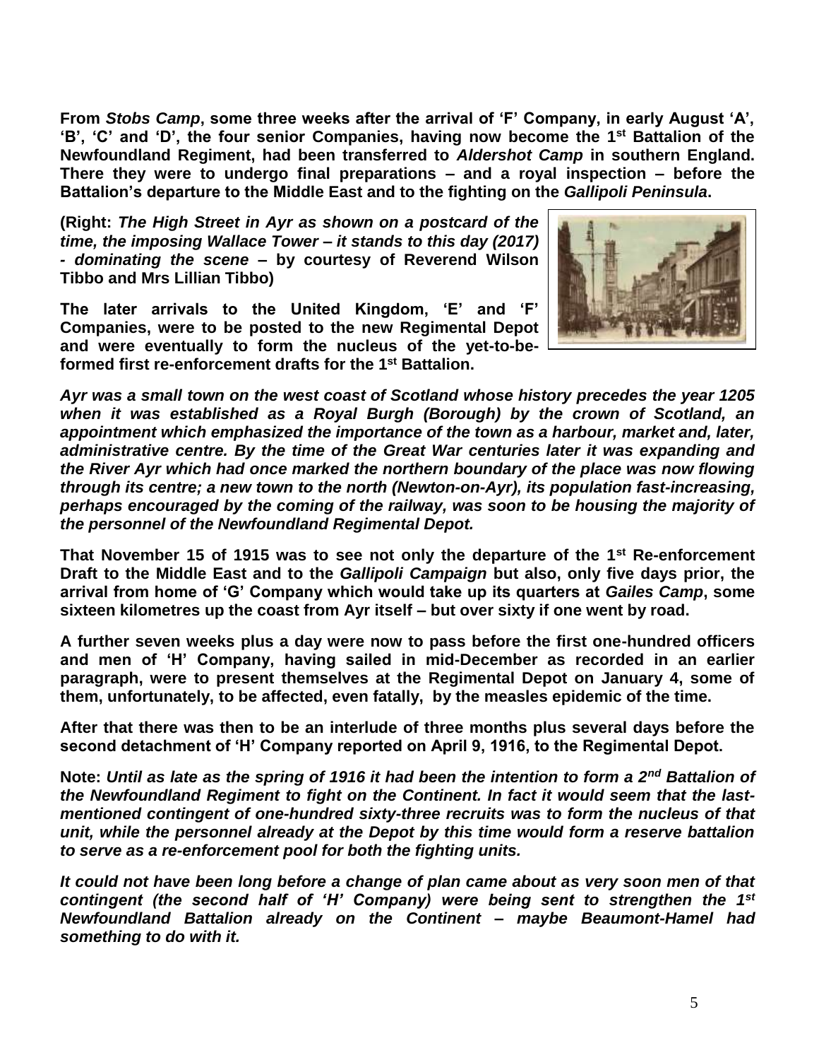**From *Stobs Camp*, some three weeks after the arrival of 'F' Company, in early August 'A', 'B', 'C' and 'D', the four senior Companies, having now become the 1st Battalion of the Newfoundland Regiment, had been transferred to *Aldershot Camp* in southern England. There they were to undergo final preparations – and a royal inspection – before the Battalion's departure to the Middle East and to the fighting on the *Gallipoli Peninsula*.**

**(Right: *The High Street in Ayr as shown on a postcard of the time, the imposing Wallace Tower – it stands to this day (2017) - dominating the scene* – by courtesy of Reverend Wilson Tibbo and Mrs Lillian Tibbo)**

**The later arrivals to the United Kingdom, 'E' and 'F' Companies, were to be posted to the new Regimental Depot and were eventually to form the nucleus of the yet-to-be-formed first re-enforcement drafts for the 1st Battalion.**

***Ayr was a small town on the west coast of Scotland whose history precedes the year 1205 when it was established as a Royal Burgh (Borough) by the crown of Scotland, an appointment which emphasized the importance of the town as a harbour, market and, later, administrative centre. By the time of the Great War centuries later it was expanding and the River Ayr which had once marked the northern boundary of the place was now flowing through its centre; a new town to the north (Newton-on-Ayr), its population fast-increasing, perhaps encouraged by the coming of the railway, was soon to be housing the majority of the personnel of the Newfoundland Regimental Depot.***

**That November 15 of 1915 was to see not only the departure of the 1st Re-enforcement Draft to the Middle East and to the *Gallipoli Campaign* but also, only five days prior, the arrival from home of 'G' Company which would take up its quarters at *Gailes Camp*, some sixteen kilometres up the coast from Ayr itself – but over sixty if one went by road.**

**A further seven weeks plus a day were now to pass before the first one-hundred officers and men of 'H' Company, having sailed in mid-December as recorded in an earlier paragraph, were to present themselves at the Regimental Depot on January 4, some of them, unfortunately, to be affected, even fatally, by the measles epidemic of the time.**

**After that there was then to be an interlude of three months plus several days before the second detachment of 'H' Company reported on April 9, 1916, to the Regimental Depot.**

**Note: *Until as late as the spring of 1916 it had been the intention to form a 2nd Battalion of the Newfoundland Regiment to fight on the Continent. In fact it would seem that the last-mentioned contingent of one-hundred sixty-three recruits was to form the nucleus of that unit, while the personnel already at the Depot by this time would form a reserve battalion to serve as a re-enforcement pool for both the fighting units.***

***It could not have been long before a change of plan came about as very soon men of that contingent (the second half of 'H' Company) were being sent to strengthen the 1st Newfoundland Battalion already on the Continent – maybe Beaumont-Hamel had something to do with it.***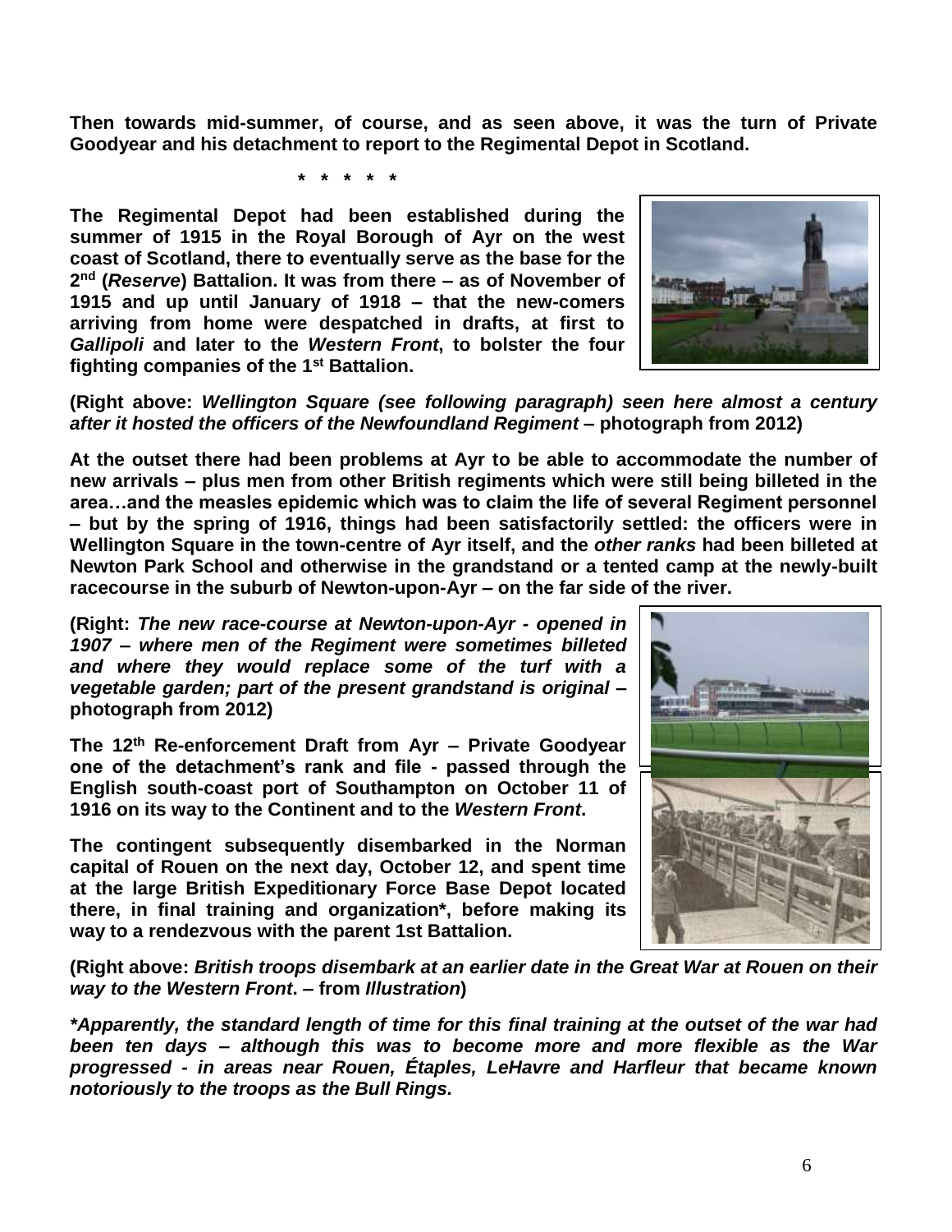**Then towards mid-summer, of course, and as seen above, it was the turn of Private Goodyear and his detachment to report to the Regimental Depot in Scotland.**

**\* \* \* \* \***

**The Regimental Depot had been established during the summer of 1915 in the Royal Borough of Ayr on the west coast of Scotland, there to eventually serve as the base for the 2nd (*Reserve*) Battalion. It was from there – as of November of 1915 and up until January of 1918 – that the new-comers arriving from home were despatched in drafts, at first to *Gallipoli* and later to the *Western Front*, to bolster the four fighting companies of the 1st Battalion.**

**(Right above: *Wellington Square (see following paragraph) seen here almost a century after it hosted the officers of the Newfoundland Regiment* – photograph from 2012)**

**At the outset there had been problems at Ayr to be able to accommodate the number of new arrivals – plus men from other British regiments which were still being billeted in the area…and the measles epidemic which was to claim the life of several Regiment personnel – but by the spring of 1916, things had been satisfactorily settled: the officers were in Wellington Square in the town-centre of Ayr itself, and the *other ranks* had been billeted at Newton Park School and otherwise in the grandstand or a tented camp at the newly-built racecourse in the suburb of Newton-upon-Ayr – on the far side of the river.**

**(Right: *The new race-course at Newton-upon-Ayr - opened in 1907 – where men of the Regiment were sometimes billeted and where they would replace some of the turf with a vegetable garden; part of the present grandstand is original* – photograph from 2012)**

**The 12th Re-enforcement Draft from Ayr – Private Goodyear one of the detachment's rank and file - passed through the English south-coast port of Southampton on October 11 of 1916 on its way to the Continent and to the *Western Front*.**

**The contingent subsequently disembarked in the Norman capital of Rouen on the next day, October 12, and spent time at the large British Expeditionary Force Base Depot located there, in final training and organization\*, before making its way to a rendezvous with the parent 1st Battalion.**

**(Right above: *British troops disembark at an earlier date in the Great War at Rouen on their way to the Western Front*. – from *Illustration*)**

***\*Apparently, the standard length of time for this final training at the outset of the war had been ten days – although this was to become more and more flexible as the War progressed - in areas near Rouen, Étaples, LeHavre and Harfleur that became known notoriously to the troops as the Bull Rings.***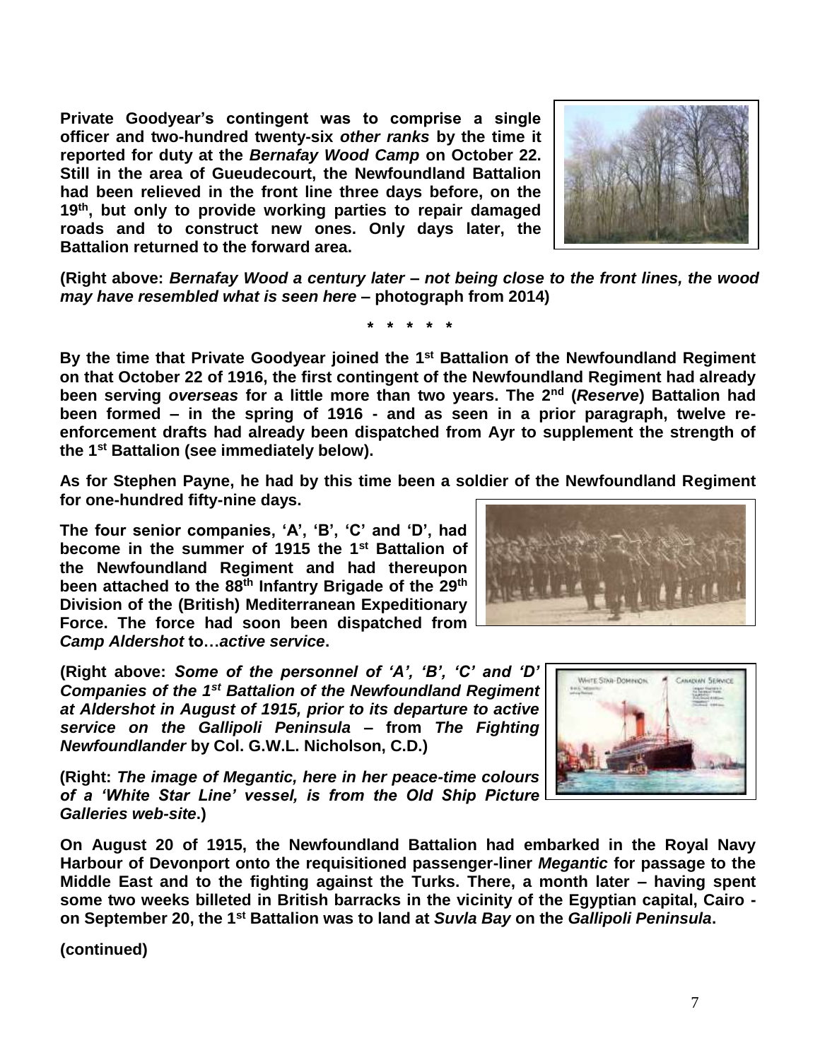**Private Goodyear's contingent was to comprise a single officer and two-hundred twenty-six *other ranks* by the time it reported for duty at the *Bernafay Wood Camp* on October 22. Still in the area of Gueudecourt, the Newfoundland Battalion had been relieved in the front line three days before, on the 19th, but only to provide working parties to repair damaged roads and to construct new ones. Only days later, the Battalion returned to the forward area.**

**(Right above: *Bernafay Wood a century later – not being close to the front lines, the wood may have resembled what is seen here* – photograph from 2014)**

**\* \* \* \* \***

**By the time that Private Goodyear joined the 1st Battalion of the Newfoundland Regiment on that October 22 of 1916, the first contingent of the Newfoundland Regiment had already been serving *overseas* for a little more than two years. The 2nd (*Reserve*) Battalion had been formed – in the spring of 1916 - and as seen in a prior paragraph, twelve re-enforcement drafts had already been dispatched from Ayr to supplement the strength of the 1st Battalion (see immediately below).**

**As for Stephen Payne, he had by this time been a soldier of the Newfoundland Regiment for one-hundred fifty-nine days.**

**The four senior companies, 'A', 'B', 'C' and 'D', had become in the summer of 1915 the 1st Battalion of the Newfoundland Regiment and had thereupon been attached to the 88th Infantry Brigade of the 29th Division of the (British) Mediterranean Expeditionary Force. The force had soon been dispatched from *Camp Aldershot* to…*active service*.**

**(Right above: *Some of the personnel of 'A', 'B', 'C' and 'D' Companies of the 1st Battalion of the Newfoundland Regiment at Aldershot in August of 1915, prior to its departure to active service on the Gallipoli Peninsula* – from *The Fighting Newfoundlander* by Col. G.W.L. Nicholson, C.D.)**

**(Right: *The image of Megantic, here in her peace-time colours of a 'White Star Line' vessel, is from the Old Ship Picture Galleries web-site*.)**

**On August 20 of 1915, the Newfoundland Battalion had embarked in the Royal Navy Harbour of Devonport onto the requisitioned passenger-liner *Megantic* for passage to the Middle East and to the fighting against the Turks. There, a month later – having spent some two weeks billeted in British barracks in the vicinity of the Egyptian capital, Cairo - on September 20, the 1st Battalion was to land at *Suvla Bay* on the *Gallipoli Peninsula*.**

**(continued)**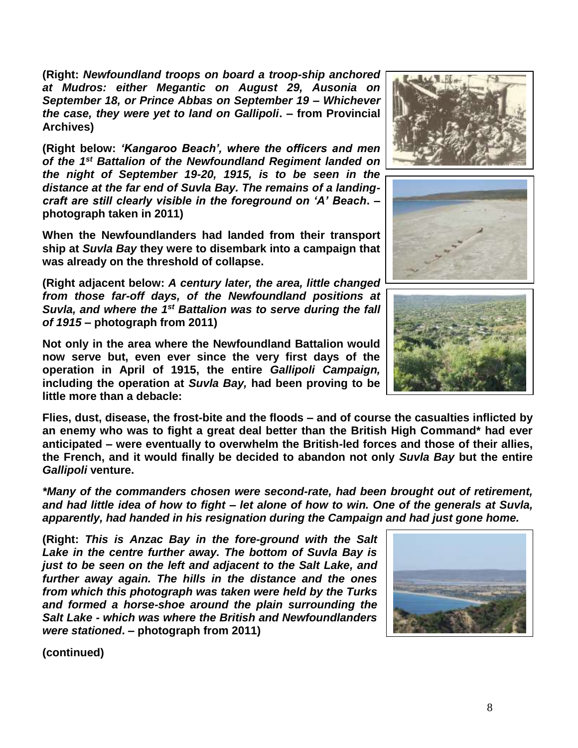**(Right: *Newfoundland troops on board a troop-ship anchored at Mudros: either Megantic on August 29, Ausonia on September 18, or Prince Abbas on September 19 – Whichever the case, they were yet to land on Gallipoli*. – from Provincial Archives)**

**(Right below: *'Kangaroo Beach', where the officers and men of the 1st Battalion of the Newfoundland Regiment landed on the night of September 19-20, 1915, is to be seen in the distance at the far end of Suvla Bay. The remains of a landing-craft are still clearly visible in the foreground on 'A' Beach*. – photograph taken in 2011)**

**When the Newfoundlanders had landed from their transport ship at *Suvla Bay* they were to disembark into a campaign that was already on the threshold of collapse.**

**(Right adjacent below: *A century later, the area, little changed from those far-off days, of the Newfoundland positions at Suvla, and where the 1st Battalion was to serve during the fall of 1915* – photograph from 2011)**

**Not only in the area where the Newfoundland Battalion would now serve but, even ever since the very first days of the operation in April of 1915, the entire *Gallipoli Campaign,* including the operation at *Suvla Bay,* had been proving to be little more than a debacle:**

**Flies, dust, disease, the frost-bite and the floods – and of course the casualties inflicted by an enemy who was to fight a great deal better than the British High Command* had ever anticipated – were eventually to overwhelm the British-led forces and those of their allies, the French, and it would finally be decided to abandon not only *Suvla Bay* but the entire *Gallipoli* venture.**

***\*Many of the commanders chosen were second-rate, had been brought out of retirement, and had little idea of how to fight – let alone of how to win. One of the generals at Suvla, apparently, had handed in his resignation during the Campaign and had just gone home.***

**(Right: *This is Anzac Bay in the fore-ground with the Salt Lake in the centre further away. The bottom of Suvla Bay is just to be seen on the left and adjacent to the Salt Lake, and further away again. The hills in the distance and the ones from which this photograph was taken were held by the Turks and formed a horse-shoe around the plain surrounding the Salt Lake - which was where the British and Newfoundlanders were stationed*. – photograph from 2011)**

**(continued)**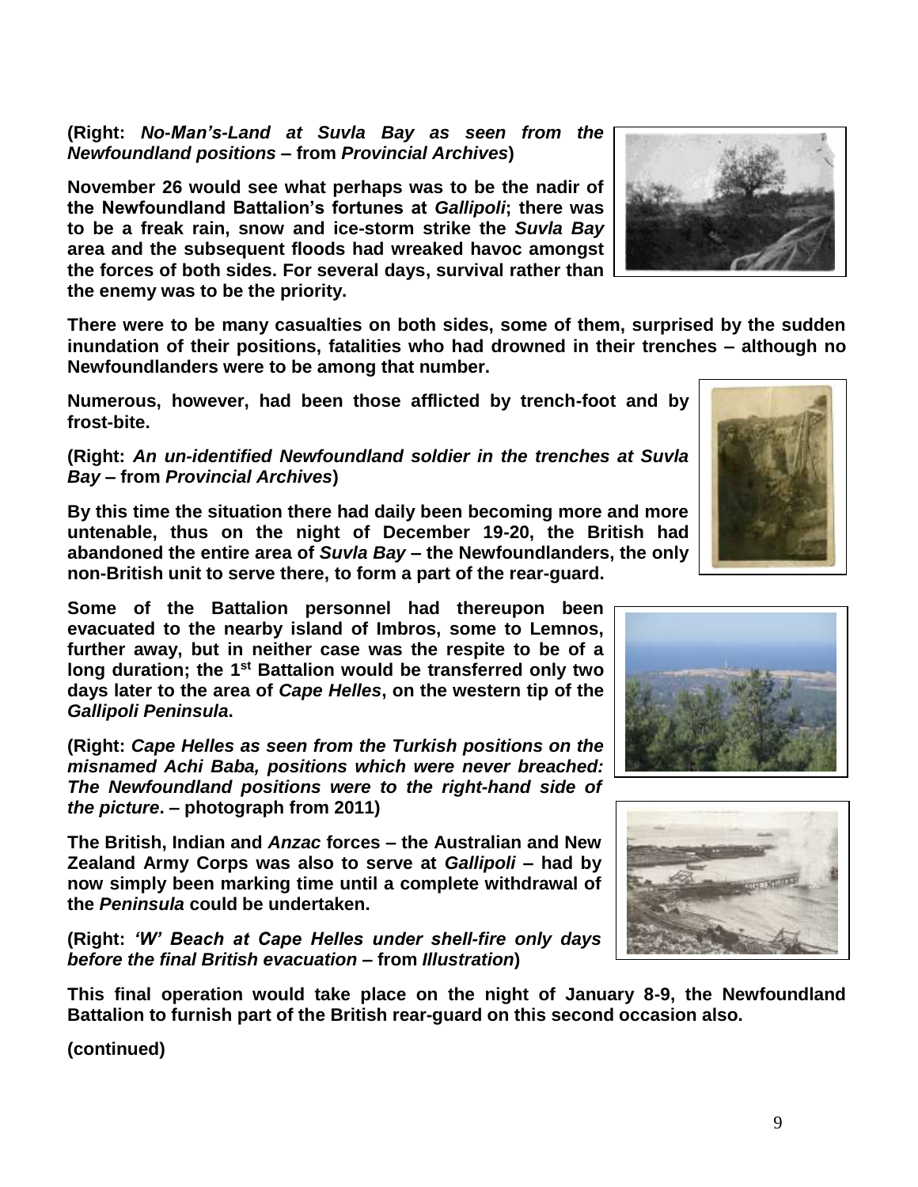**(Right: *No-Man's-Land at Suvla Bay as seen from the Newfoundland positions* – from *Provincial Archives*)**

**November 26 would see what perhaps was to be the nadir of the Newfoundland Battalion's fortunes at *Gallipoli*; there was to be a freak rain, snow and ice-storm strike the *Suvla Bay* area and the subsequent floods had wreaked havoc amongst the forces of both sides. For several days, survival rather than the enemy was to be the priority.**

**There were to be many casualties on both sides, some of them, surprised by the sudden inundation of their positions, fatalities who had drowned in their trenches – although no Newfoundlanders were to be among that number.**

**Numerous, however, had been those afflicted by trench-foot and by frost-bite.**

**(Right: *An un-identified Newfoundland soldier in the trenches at Suvla Bay* – from *Provincial Archives*)**

**By this time the situation there had daily been becoming more and more untenable, thus on the night of December 19-20, the British had abandoned the entire area of *Suvla Bay* – the Newfoundlanders, the only non-British unit to serve there, to form a part of the rear-guard.**

**Some of the Battalion personnel had thereupon been evacuated to the nearby island of Imbros, some to Lemnos, further away, but in neither case was the respite to be of a long duration; the 1st Battalion would be transferred only two days later to the area of *Cape Helles*, on the western tip of the *Gallipoli Peninsula*.**

**(Right: *Cape Helles as seen from the Turkish positions on the misnamed Achi Baba, positions which were never breached: The Newfoundland positions were to the right-hand side of the picture*. – photograph from 2011)**

**The British, Indian and *Anzac* forces – the Australian and New Zealand Army Corps was also to serve at *Gallipoli* – had by now simply been marking time until a complete withdrawal of the *Peninsula* could be undertaken.**

**(Right: *'W' Beach at Cape Helles under shell-fire only days before the final British evacuation* – from *Illustration*)**

**This final operation would take place on the night of January 8-9, the Newfoundland Battalion to furnish part of the British rear-guard on this second occasion also.**

**(continued)**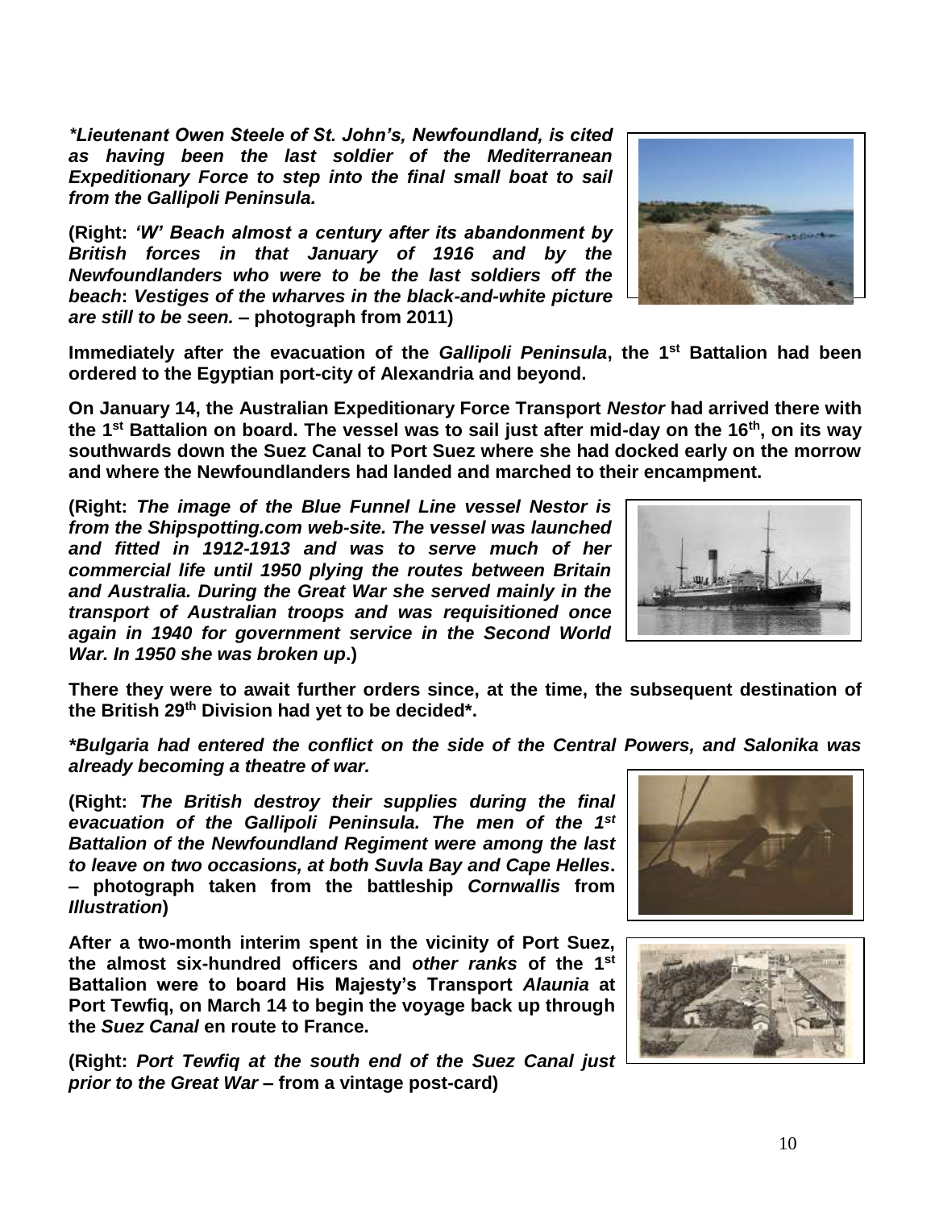***Lieutenant Owen Steele of St. John's, Newfoundland, is cited as having been the last soldier of the Mediterranean Expeditionary Force to step into the final small boat to sail from the Gallipoli Peninsula.***

**(Right: *'W' Beach almost a century after its abandonment by British forces in that January of 1916 and by the Newfoundlanders who were to be the last soldiers off the beach*: *Vestiges of the wharves in the black-and-white picture are still to be seen.* – photograph from 2011)**

**Immediately after the evacuation of the *Gallipoli Peninsula*, the 1st Battalion had been ordered to the Egyptian port-city of Alexandria and beyond.**

**On January 14, the Australian Expeditionary Force Transport *Nestor* had arrived there with the 1st Battalion on board. The vessel was to sail just after mid-day on the 16th, on its way southwards down the Suez Canal to Port Suez where she had docked early on the morrow and where the Newfoundlanders had landed and marched to their encampment.**

**(Right: *The image of the Blue Funnel Line vessel Nestor is from the Shipspotting.com web-site. The vessel was launched and fitted in 1912-1913 and was to serve much of her commercial life until 1950 plying the routes between Britain and Australia. During the Great War she served mainly in the transport of Australian troops and was requisitioned once again in 1940 for government service in the Second World War. In 1950 she was broken up*.)**

**There they were to await further orders since, at the time, the subsequent destination of the British 29th Division had yet to be decided*.**

***Bulgaria had entered the conflict on the side of the Central Powers, and Salonika was already becoming a theatre of war.***

**(Right: *The British destroy their supplies during the final evacuation of the Gallipoli Peninsula. The men of the 1st Battalion of the Newfoundland Regiment were among the last to leave on two occasions, at both Suvla Bay and Cape Helles*. – photograph taken from the battleship *Cornwallis* from *Illustration*)**

**After a two-month interim spent in the vicinity of Port Suez, the almost six-hundred officers and *other ranks* of the 1st Battalion were to board His Majesty's Transport *Alaunia* at Port Tewfiq, on March 14 to begin the voyage back up through the *Suez Canal* en route to France.**

**(Right: *Port Tewfiq at the south end of the Suez Canal just prior to the Great War* – from a vintage post-card)**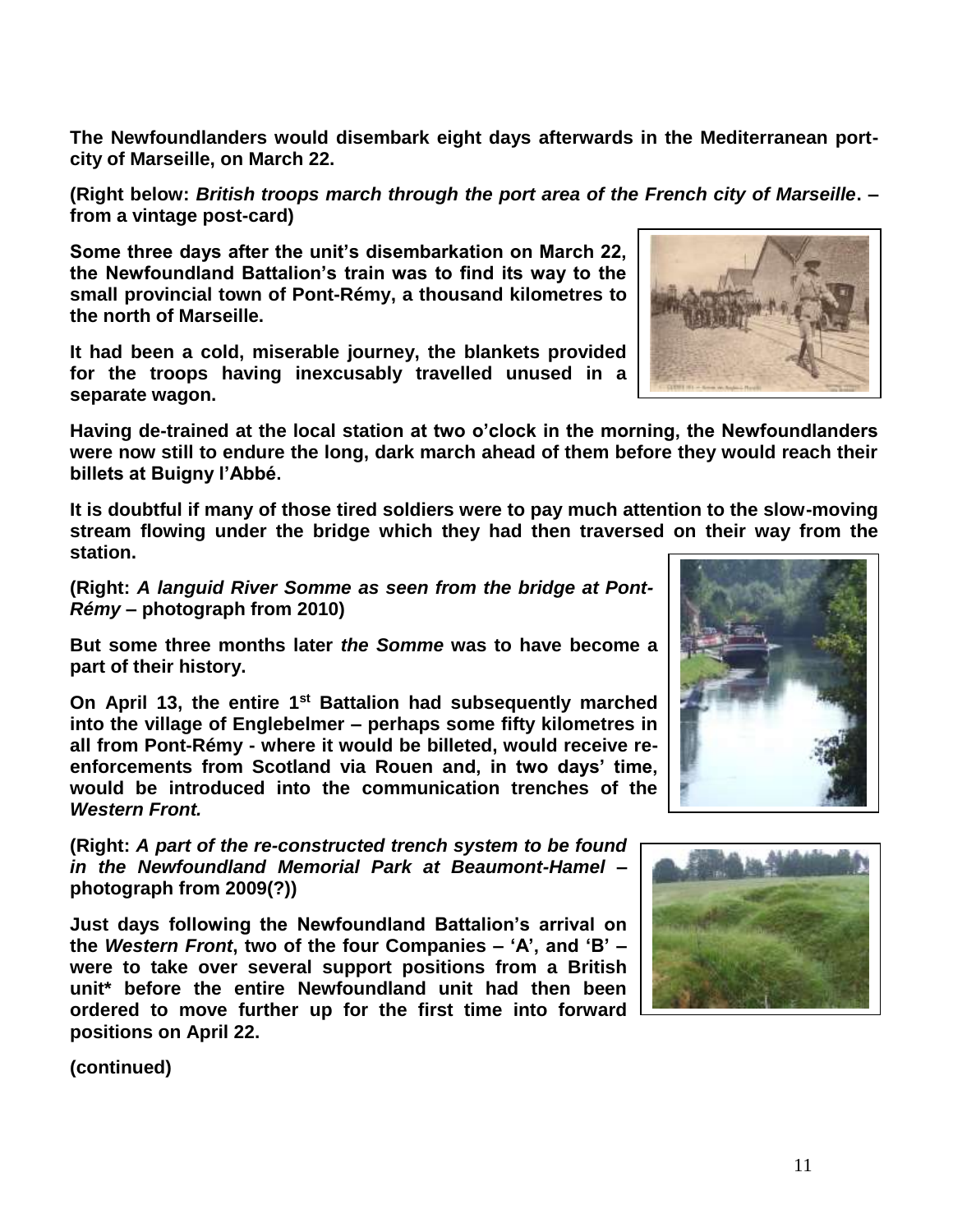**The Newfoundlanders would disembark eight days afterwards in the Mediterranean port-city of Marseille, on March 22.**

**(Right below: *British troops march through the port area of the French city of Marseille*. – from a vintage post-card)**

**Some three days after the unit's disembarkation on March 22, the Newfoundland Battalion's train was to find its way to the small provincial town of Pont-Rémy, a thousand kilometres to the north of Marseille.**

**It had been a cold, miserable journey, the blankets provided for the troops having inexcusably travelled unused in a separate wagon.**

**Having de-trained at the local station at two o'clock in the morning, the Newfoundlanders were now still to endure the long, dark march ahead of them before they would reach their billets at Buigny l'Abbé.**

**It is doubtful if many of those tired soldiers were to pay much attention to the slow-moving stream flowing under the bridge which they had then traversed on their way from the station.**

**(Right: *A languid River Somme as seen from the bridge at Pont-Rémy* – photograph from 2010)**

**But some three months later *the Somme* was to have become a part of their history.**

**On April 13, the entire 1st Battalion had subsequently marched into the village of Englebelmer – perhaps some fifty kilometres in all from Pont-Rémy - where it would be billeted, would receive re-enforcements from Scotland via Rouen and, in two days' time, would be introduced into the communication trenches of the *Western Front.***

**(Right: *A part of the re-constructed trench system to be found in the Newfoundland Memorial Park at Beaumont-Hamel* – photograph from 2009(?))**

**Just days following the Newfoundland Battalion's arrival on the *Western Front*, two of the four Companies – 'A', and 'B' – were to take over several support positions from a British unit* before the entire Newfoundland unit had then been ordered to move further up for the first time into forward positions on April 22.**

**(continued)**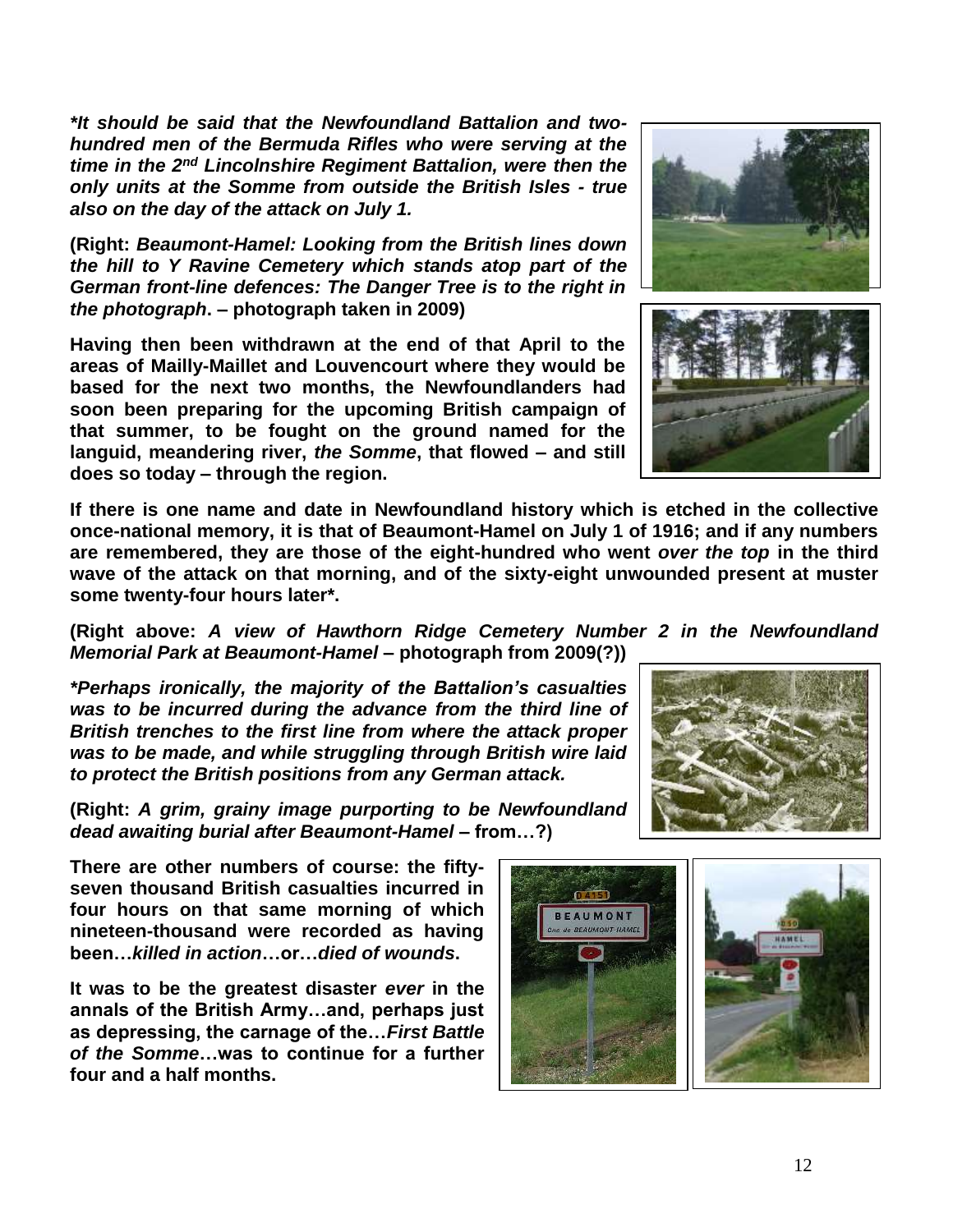***It should be said that the Newfoundland Battalion and two-hundred men of the Bermuda Rifles who were serving at the time in the 2nd Lincolnshire Regiment Battalion, were then the only units at the Somme from outside the British Isles - true also on the day of the attack on July 1.***

**(Right: *Beaumont-Hamel: Looking from the British lines down the hill to Y Ravine Cemetery which stands atop part of the German front-line defences: The Danger Tree is to the right in the photograph*. – photograph taken in 2009)**

**Having then been withdrawn at the end of that April to the areas of Mailly-Maillet and Louvencourt where they would be based for the next two months, the Newfoundlanders had soon been preparing for the upcoming British campaign of that summer, to be fought on the ground named for the languid, meandering river, *the Somme*, that flowed – and still does so today – through the region.**

**If there is one name and date in Newfoundland history which is etched in the collective once-national memory, it is that of Beaumont-Hamel on July 1 of 1916; and if any numbers are remembered, they are those of the eight-hundred who went *over the top* in the third wave of the attack on that morning, and of the sixty-eight unwounded present at muster some twenty-four hours later*.**

**(Right above: *A view of Hawthorn Ridge Cemetery Number 2 in the Newfoundland Memorial Park at Beaumont-Hamel* – photograph from 2009(?))**

***Perhaps ironically, the majority of the Battalion's casualties was to be incurred during the advance from the third line of British trenches to the first line from where the attack proper was to be made, and while struggling through British wire laid to protect the British positions from any German attack.***

**(Right: *A grim, grainy image purporting to be Newfoundland dead awaiting burial after Beaumont-Hamel* – from…?)**

**There are other numbers of course: the fifty-seven thousand British casualties incurred in four hours on that same morning of which nineteen-thousand were recorded as having been…*killed in action*…or…*died of wounds*.**

**It was to be the greatest disaster *ever* in the annals of the British Army…and, perhaps just as depressing, the carnage of the…*First Battle of the Somme*…was to continue for a further four and a half months.**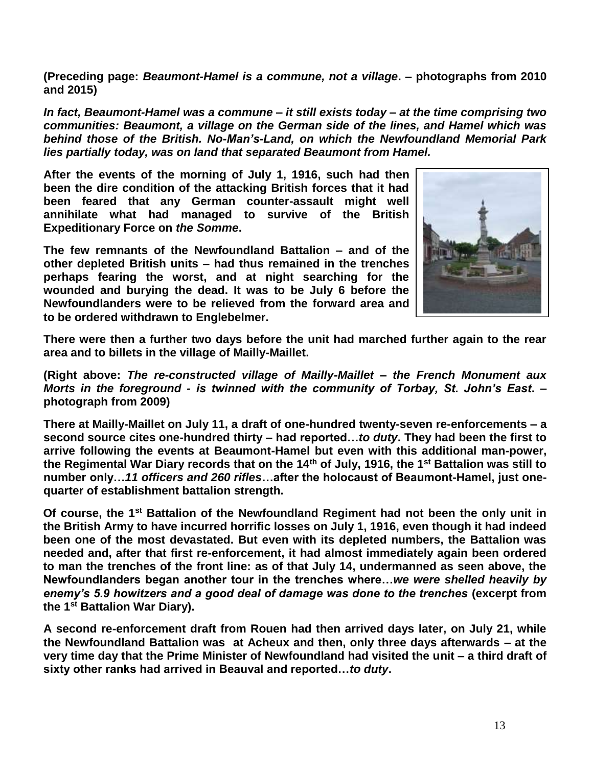**(Preceding page: *Beaumont-Hamel is a commune, not a village*. – photographs from 2010 and 2015)**

***In fact, Beaumont-Hamel was a commune – it still exists today – at the time comprising two communities: Beaumont, a village on the German side of the lines, and Hamel which was behind those of the British. No-Man's-Land, on which the Newfoundland Memorial Park lies partially today, was on land that separated Beaumont from Hamel.***

**After the events of the morning of July 1, 1916, such had then been the dire condition of the attacking British forces that it had been feared that any German counter-assault might well annihilate what had managed to survive of the British Expeditionary Force on *the Somme*.**

**The few remnants of the Newfoundland Battalion – and of the other depleted British units – had thus remained in the trenches perhaps fearing the worst, and at night searching for the wounded and burying the dead. It was to be July 6 before the Newfoundlanders were to be relieved from the forward area and to be ordered withdrawn to Englebelmer.**

**There were then a further two days before the unit had marched further again to the rear area and to billets in the village of Mailly-Maillet.**

**(Right above: *The re-constructed village of Mailly-Maillet – the French Monument aux Morts in the foreground - is twinned with the community of Torbay, St. John's East*. – photograph from 2009)**

**There at Mailly-Maillet on July 11, a draft of one-hundred twenty-seven re-enforcements – a second source cites one-hundred thirty – had reported…*to duty*. They had been the first to arrive following the events at Beaumont-Hamel but even with this additional man-power, the Regimental War Diary records that on the 14th of July, 1916, the 1st Battalion was still to number only…*11 officers and 260 rifles*…after the holocaust of Beaumont-Hamel, just one-quarter of establishment battalion strength.**

**Of course, the 1st Battalion of the Newfoundland Regiment had not been the only unit in the British Army to have incurred horrific losses on July 1, 1916, even though it had indeed been one of the most devastated. But even with its depleted numbers, the Battalion was needed and, after that first re-enforcement, it had almost immediately again been ordered to man the trenches of the front line: as of that July 14, undermanned as seen above, the Newfoundlanders began another tour in the trenches where…*we were shelled heavily by enemy's 5.9 howitzers and a good deal of damage was done to the trenches* (excerpt from the 1st Battalion War Diary).**

**A second re-enforcement draft from Rouen had then arrived days later, on July 21, while the Newfoundland Battalion was at Acheux and then, only three days afterwards – at the very time day that the Prime Minister of Newfoundland had visited the unit – a third draft of sixty other ranks had arrived in Beauval and reported…*to duty*.**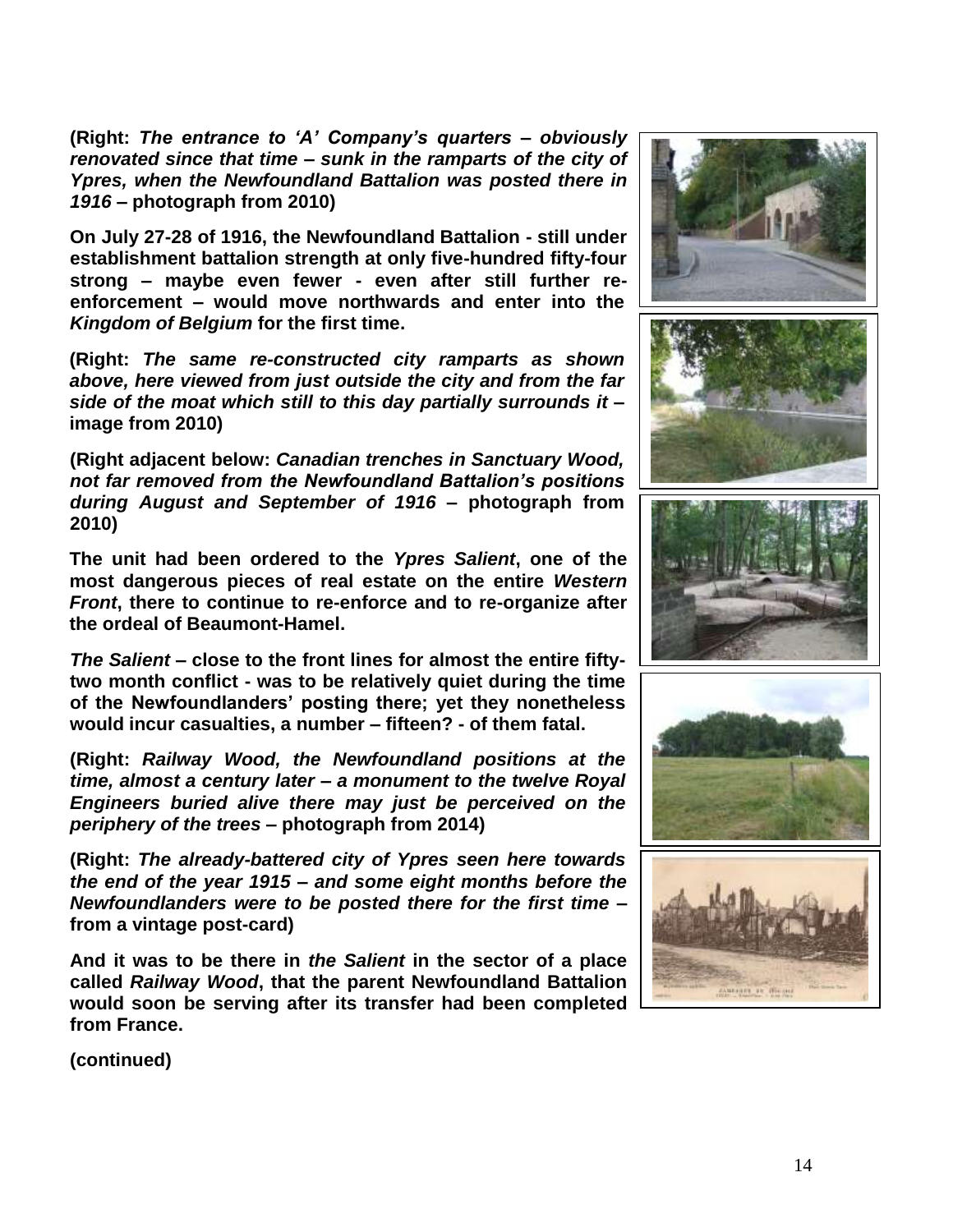**(Right: *The entrance to 'A' Company's quarters – obviously renovated since that time – sunk in the ramparts of the city of Ypres, when the Newfoundland Battalion was posted there in 1916* – photograph from 2010)**

**On July 27-28 of 1916, the Newfoundland Battalion - still under establishment battalion strength at only five-hundred fifty-four strong – maybe even fewer - even after still further re-enforcement – would move northwards and enter into the *Kingdom of Belgium* for the first time.**

**(Right: *The same re-constructed city ramparts as shown above, here viewed from just outside the city and from the far side of the moat which still to this day partially surrounds it* – image from 2010)**

**(Right adjacent below: *Canadian trenches in Sanctuary Wood, not far removed from the Newfoundland Battalion's positions during August and September of 1916* – photograph from 2010)**

**The unit had been ordered to the *Ypres Salient*, one of the most dangerous pieces of real estate on the entire *Western Front*, there to continue to re-enforce and to re-organize after the ordeal of Beaumont-Hamel.**

***The Salient* – close to the front lines for almost the entire fifty-two month conflict - was to be relatively quiet during the time of the Newfoundlanders' posting there; yet they nonetheless would incur casualties, a number – fifteen? - of them fatal.**

**(Right: *Railway Wood, the Newfoundland positions at the time, almost a century later – a monument to the twelve Royal Engineers buried alive there may just be perceived on the periphery of the trees* – photograph from 2014)**

**(Right: *The already-battered city of Ypres seen here towards the end of the year 1915 – and some eight months before the Newfoundlanders were to be posted there for the first time* – from a vintage post-card)**

**And it was to be there in *the Salient* in the sector of a place called *Railway Wood*, that the parent Newfoundland Battalion would soon be serving after its transfer had been completed from France.**

**(continued)**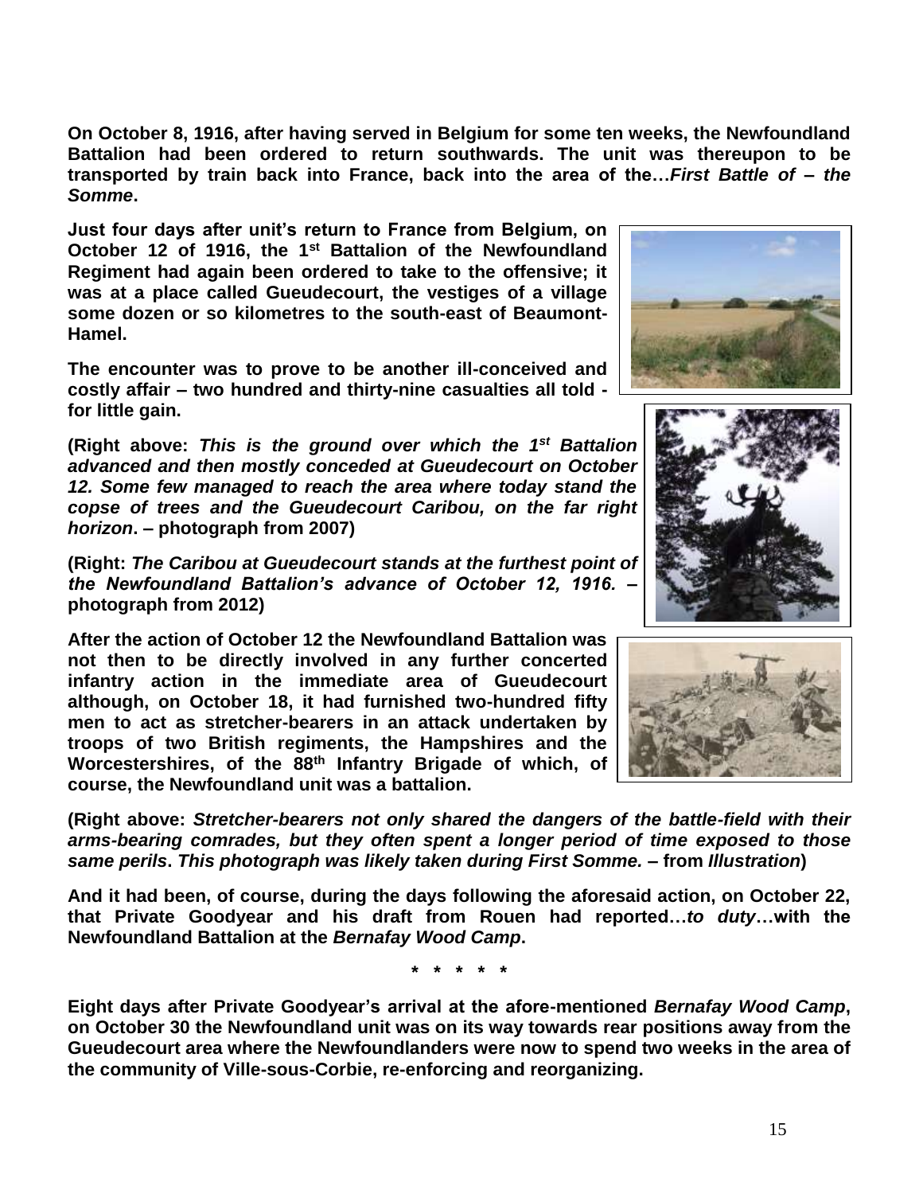**On October 8, 1916, after having served in Belgium for some ten weeks, the Newfoundland Battalion had been ordered to return southwards. The unit was thereupon to be transported by train back into France, back into the area of the…*First Battle of – the Somme*.**

**Just four days after unit's return to France from Belgium, on October 12 of 1916, the 1st Battalion of the Newfoundland Regiment had again been ordered to take to the offensive; it was at a place called Gueudecourt, the vestiges of a village some dozen or so kilometres to the south-east of Beaumont-Hamel.**

**The encounter was to prove to be another ill-conceived and costly affair – two hundred and thirty-nine casualties all told - for little gain.**

**(Right above: *This is the ground over which the 1st Battalion advanced and then mostly conceded at Gueudecourt on October 12. Some few managed to reach the area where today stand the copse of trees and the Gueudecourt Caribou, on the far right horizon*. – photograph from 2007)**

**(Right: *The Caribou at Gueudecourt stands at the furthest point of the Newfoundland Battalion's advance of October 12, 1916.* – photograph from 2012)**

**After the action of October 12 the Newfoundland Battalion was not then to be directly involved in any further concerted infantry action in the immediate area of Gueudecourt although, on October 18, it had furnished two-hundred fifty men to act as stretcher-bearers in an attack undertaken by troops of two British regiments, the Hampshires and the Worcestershires, of the 88th Infantry Brigade of which, of course, the Newfoundland unit was a battalion.**

**(Right above: *Stretcher-bearers not only shared the dangers of the battle-field with their arms-bearing comrades, but they often spent a longer period of time exposed to those same perils*. *This photograph was likely taken during First Somme.* – from *Illustration*)**

**And it had been, of course, during the days following the aforesaid action, on October 22, that Private Goodyear and his draft from Rouen had reported…*to duty*…with the Newfoundland Battalion at the *Bernafay Wood Camp*.**

**\* \* \* \* \***

**Eight days after Private Goodyear's arrival at the afore-mentioned *Bernafay Wood Camp*, on October 30 the Newfoundland unit was on its way towards rear positions away from the Gueudecourt area where the Newfoundlanders were now to spend two weeks in the area of the community of Ville-sous-Corbie, re-enforcing and reorganizing.**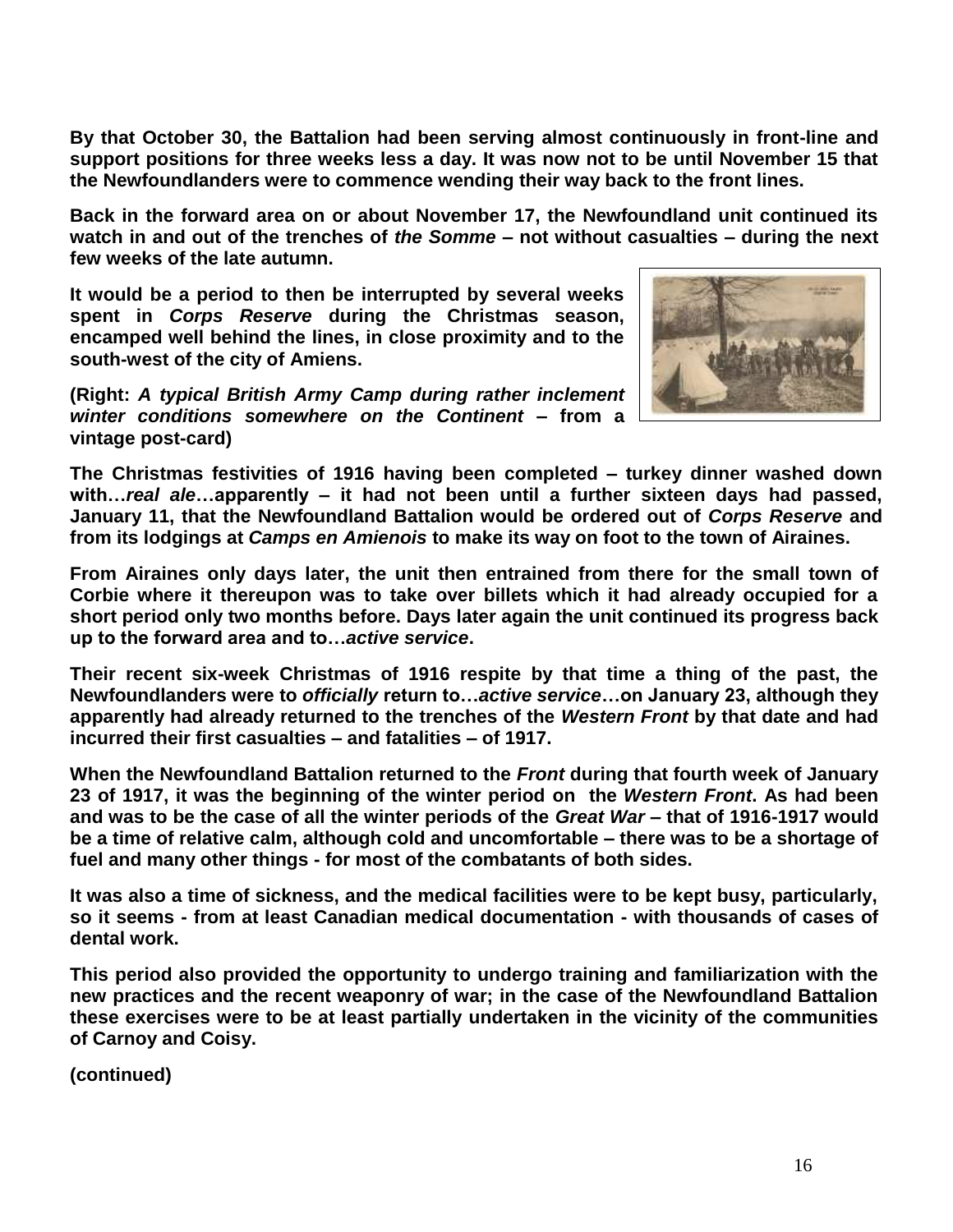**By that October 30, the Battalion had been serving almost continuously in front-line and support positions for three weeks less a day. It was now not to be until November 15 that the Newfoundlanders were to commence wending their way back to the front lines.**

**Back in the forward area on or about November 17, the Newfoundland unit continued its watch in and out of the trenches of *the Somme* – not without casualties – during the next few weeks of the late autumn.**

**It would be a period to then be interrupted by several weeks spent in *Corps Reserve* during the Christmas season, encamped well behind the lines, in close proximity and to the south-west of the city of Amiens.**

**(Right: *A typical British Army Camp during rather inclement winter conditions somewhere on the Continent* – from a vintage post-card)**

**The Christmas festivities of 1916 having been completed – turkey dinner washed down with…*real ale*…apparently – it had not been until a further sixteen days had passed, January 11, that the Newfoundland Battalion would be ordered out of *Corps Reserve* and from its lodgings at *Camps en Amienois* to make its way on foot to the town of Airaines.**

**From Airaines only days later, the unit then entrained from there for the small town of Corbie where it thereupon was to take over billets which it had already occupied for a short period only two months before. Days later again the unit continued its progress back up to the forward area and to…*active service*.**

**Their recent six-week Christmas of 1916 respite by that time a thing of the past, the Newfoundlanders were to *officially* return to…*active service*…on January 23, although they apparently had already returned to the trenches of the *Western Front* by that date and had incurred their first casualties – and fatalities – of 1917.**

**When the Newfoundland Battalion returned to the *Front* during that fourth week of January 23 of 1917, it was the beginning of the winter period on the *Western Front*. As had been and was to be the case of all the winter periods of the *Great War* – that of 1916-1917 would be a time of relative calm, although cold and uncomfortable – there was to be a shortage of fuel and many other things - for most of the combatants of both sides.**

**It was also a time of sickness, and the medical facilities were to be kept busy, particularly, so it seems - from at least Canadian medical documentation - with thousands of cases of dental work.**

**This period also provided the opportunity to undergo training and familiarization with the new practices and the recent weaponry of war; in the case of the Newfoundland Battalion these exercises were to be at least partially undertaken in the vicinity of the communities of Carnoy and Coisy.**

**(continued)**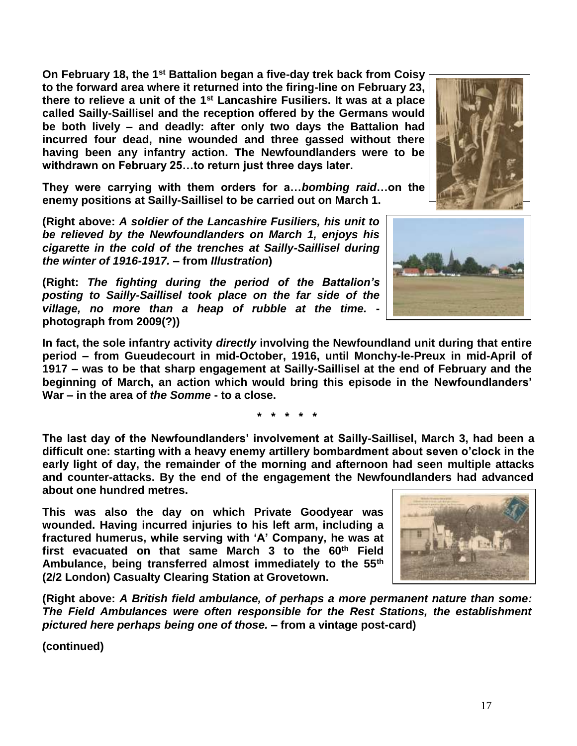**On February 18, the 1st Battalion began a five-day trek back from Coisy to the forward area where it returned into the firing-line on February 23, there to relieve a unit of the 1st Lancashire Fusiliers. It was at a place called Sailly-Saillisel and the reception offered by the Germans would be both lively – and deadly: after only two days the Battalion had incurred four dead, nine wounded and three gassed without there having been any infantry action. The Newfoundlanders were to be withdrawn on February 25…to return just three days later.**

**They were carrying with them orders for a…*bombing raid*…on the enemy positions at Sailly-Saillisel to be carried out on March 1.**

**(Right above: *A soldier of the Lancashire Fusiliers, his unit to be relieved by the Newfoundlanders on March 1, enjoys his cigarette in the cold of the trenches at Sailly-Saillisel during the winter of 1916-1917.* – from *Illustration*)**

**(Right: *The fighting during the period of the Battalion's posting to Sailly-Saillisel took place on the far side of the village, no more than a heap of rubble at the time.* - photograph from 2009(?))**

**In fact, the sole infantry activity *directly* involving the Newfoundland unit during that entire period – from Gueudecourt in mid-October, 1916, until Monchy-le-Preux in mid-April of 1917 – was to be that sharp engagement at Sailly-Saillisel at the end of February and the beginning of March, an action which would bring this episode in the Newfoundlanders' War – in the area of *the Somme* - to a close.**

**\* \* \* \* \***

**The last day of the Newfoundlanders' involvement at Sailly-Saillisel, March 3, had been a difficult one: starting with a heavy enemy artillery bombardment about seven o'clock in the early light of day, the remainder of the morning and afternoon had seen multiple attacks and counter-attacks. By the end of the engagement the Newfoundlanders had advanced about one hundred metres.**

**This was also the day on which Private Goodyear was wounded. Having incurred injuries to his left arm, including a fractured humerus, while serving with 'A' Company, he was at first evacuated on that same March 3 to the 60th Field Ambulance, being transferred almost immediately to the 55th (2/2 London) Casualty Clearing Station at Grovetown.**

**(Right above: *A British field ambulance, of perhaps a more permanent nature than some: The Field Ambulances were often responsible for the Rest Stations, the establishment pictured here perhaps being one of those.* – from a vintage post-card)**

**(continued)**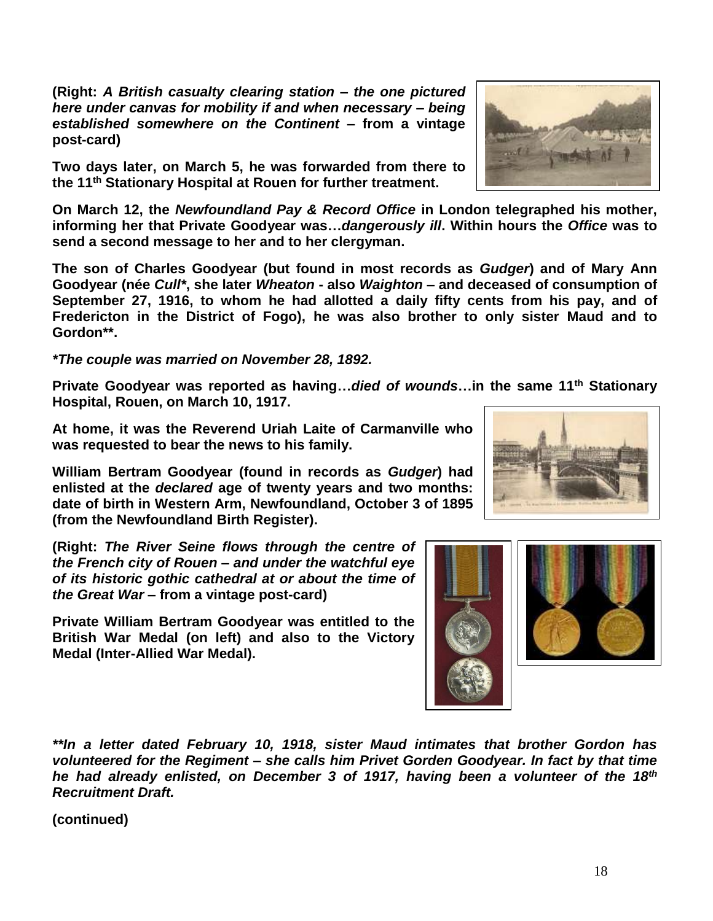**(Right: *A British casualty clearing station – the one pictured here under canvas for mobility if and when necessary – being established somewhere on the Continent* – from a vintage post-card)**

**Two days later, on March 5, he was forwarded from there to the 11th Stationary Hospital at Rouen for further treatment.**

**On March 12, the *Newfoundland Pay & Record Office* in London telegraphed his mother, informing her that Private Goodyear was…*dangerously ill*. Within hours the *Office* was to send a second message to her and to her clergyman.**

**The son of Charles Goodyear (but found in most records as *Gudger*) and of Mary Ann Goodyear (née *Cull\**, she later *Wheaton* - also *Waighton* – and deceased of consumption of September 27, 1916, to whom he had allotted a daily fifty cents from his pay, and of Fredericton in the District of Fogo), he was also brother to only sister Maud and to Gordon\*\*.**

***\*The couple was married on November 28, 1892.***

**Private Goodyear was reported as having…*died of wounds*…in the same 11th Stationary Hospital, Rouen, on March 10, 1917.**

**At home, it was the Reverend Uriah Laite of Carmanville who was requested to bear the news to his family.**

**William Bertram Goodyear (found in records as *Gudger*) had enlisted at the *declared* age of twenty years and two months: date of birth in Western Arm, Newfoundland, October 3 of 1895 (from the Newfoundland Birth Register).**

**(Right: *The River Seine flows through the centre of the French city of Rouen – and under the watchful eye of its historic gothic cathedral at or about the time of the Great War* – from a vintage post-card)**

**Private William Bertram Goodyear was entitled to the British War Medal (on left) and also to the Victory Medal (Inter-Allied War Medal).**

***\*\*In a letter dated February 10, 1918, sister Maud intimates that brother Gordon has volunteered for the Regiment – she calls him Privet Gorden Goodyear. In fact by that time he had already enlisted, on December 3 of 1917, having been a volunteer of the 18th Recruitment Draft.***

**(continued)**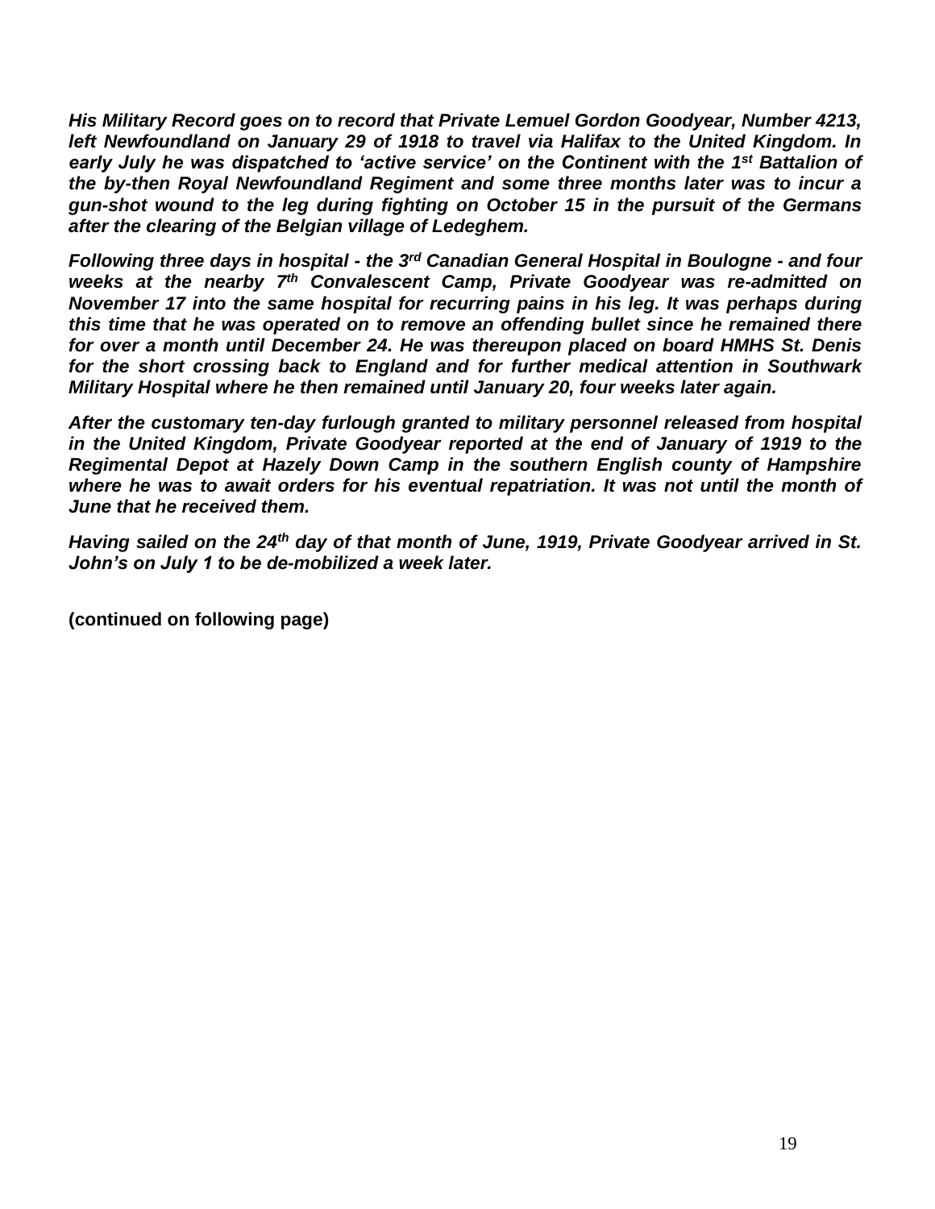***His Military Record goes on to record that Private Lemuel Gordon Goodyear, Number 4213, left Newfoundland on January 29 of 1918 to travel via Halifax to the United Kingdom. In early July he was dispatched to 'active service' on the Continent with the 1st Battalion of the by-then Royal Newfoundland Regiment and some three months later was to incur a gun-shot wound to the leg during fighting on October 15 in the pursuit of the Germans after the clearing of the Belgian village of Ledeghem.***

***Following three days in hospital - the 3rd Canadian General Hospital in Boulogne - and four weeks at the nearby 7th Convalescent Camp, Private Goodyear was re-admitted on November 17 into the same hospital for recurring pains in his leg. It was perhaps during this time that he was operated on to remove an offending bullet since he remained there for over a month until December 24. He was thereupon placed on board HMHS St. Denis for the short crossing back to England and for further medical attention in Southwark Military Hospital where he then remained until January 20, four weeks later again.***

***After the customary ten-day furlough granted to military personnel released from hospital in the United Kingdom, Private Goodyear reported at the end of January of 1919 to the Regimental Depot at Hazely Down Camp in the southern English county of Hampshire where he was to await orders for his eventual repatriation. It was not until the month of June that he received them.***

***Having sailed on the 24th day of that month of June, 1919, Private Goodyear arrived in St. John's on July 1 to be de-mobilized a week later.***

**(continued on following page)**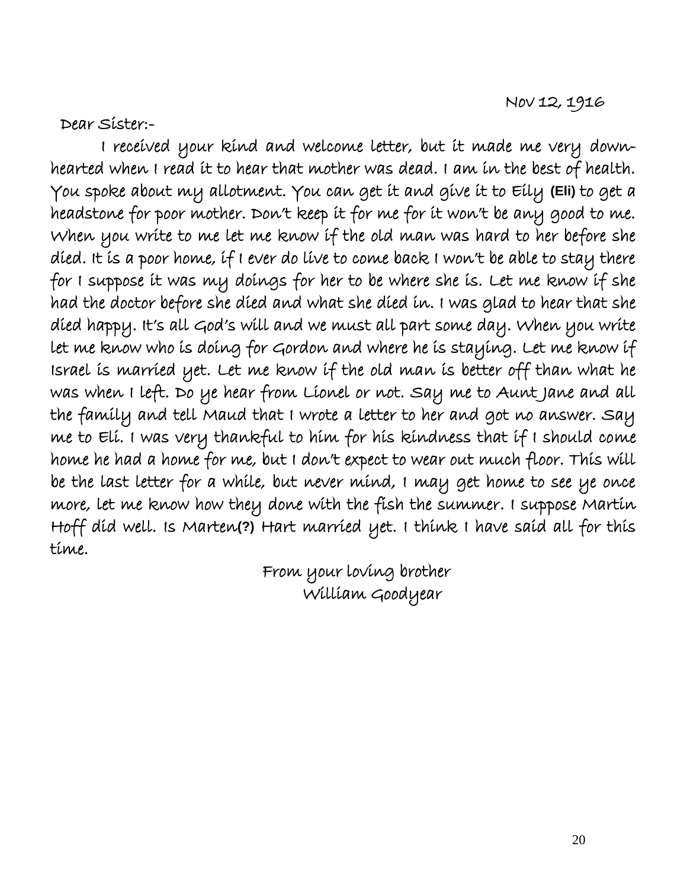Nov 12, 1916

Dear Sister:-

I received your kind and welcome letter, but it made me very down-hearted when I read it to hear that mother was dead. I am in the best of health. You spoke about my allotment. You can get it and give it to Eily **(Eli)** to get a headstone for poor mother. Don't keep it for me for it won't be any good to me. When you write to me let me know if the old man was hard to her before she died. It is a poor home, if I ever do live to come back I won't be able to stay there for I suppose it was my doings for her to be where she is. Let me know if she had the doctor before she died and what she died in. I was glad to hear that she died happy. It's all God's will and we must all part some day. When you write let me know who is doing for Gordon and where he is staying. Let me know if Israel is married yet. Let me know if the old man is better off than what he was when I left. Do ye hear from Lionel or not. Say me to Aunt Jane and all the family and tell Maud that I wrote a letter to her and got no answer. Say me to Eli. I was very thankful to him for his kindness that if I should come home he had a home for me, but I don't expect to wear out much floor. This will be the last letter for a while, but never mind, I may get home to see ye once more, let me know how they done with the fish the summer. I suppose Martin Hoff did well. Is Marten**(?)** Hart married yet. I think I have said all for this time.

From your loving brother
William Goodyear